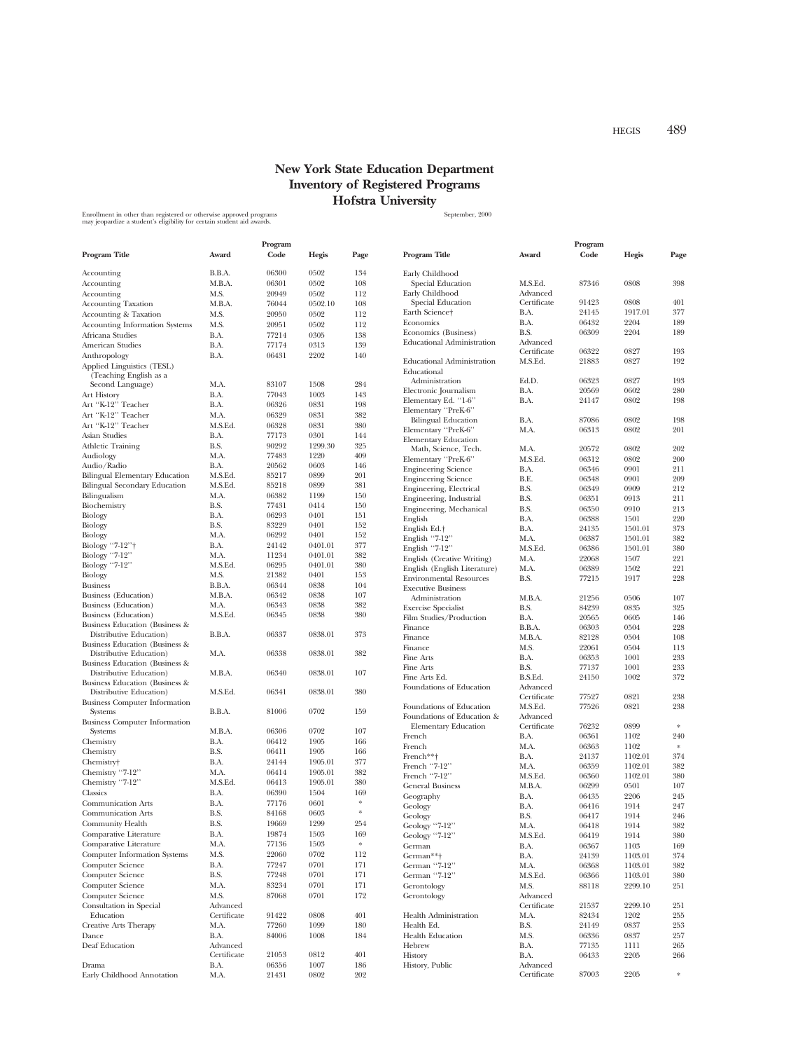# New York State Education Department
# Inventory of Registered Programs
# Hofstra University

Enrollment in other than registered or otherwise approved programs may jeopardize a student's eligibility for certain student aid awards.

September, 2000

| Program Title | Award | Program Code | Hegis | Page |
|---|---|---|---|---|
| Accounting | B.B.A. | 06300 | 0502 | 134 |
| Accounting | M.B.A. | 06301 | 0502 | 108 |
| Accounting | M.S. | 20949 | 0502 | 112 |
| Accounting Taxation | M.B.A. | 76044 | 0502.10 | 108 |
| Accounting & Taxation | M.S. | 20950 | 0502 | 112 |
| Accounting Information Systems | M.S. | 20951 | 0502 | 112 |
| Africana Studies | B.A. | 77214 | 0305 | 138 |
| American Studies | B.A. | 77174 | 0313 | 139 |
| Anthropology | B.A. | 06431 | 2202 | 140 |
| Applied Linguistics (TESL) (Teaching English as a Second Language) | M.A. | 83107 | 1508 | 284 |
| Art History | B.A. | 77043 | 1003 | 143 |
| Art "K-12" Teacher | B.A. | 06326 | 0831 | 198 |
| Art "K-12" Teacher | M.A. | 06329 | 0831 | 382 |
| Art "K-12" Teacher | M.S.Ed. | 06328 | 0831 | 380 |
| Asian Studies | B.A. | 77173 | 0301 | 144 |
| Athletic Training | B.S. | 90292 | 1299.30 | 325 |
| Audiology | M.A. | 77483 | 1220 | 409 |
| Audio/Radio | B.A. | 20562 | 0603 | 146 |
| Bilingual Elementary Education | M.S.Ed. | 85217 | 0899 | 201 |
| Bilingual Secondary Education | M.S.Ed. | 85218 | 0899 | 381 |
| Bilingualism | M.A. | 06382 | 1199 | 150 |
| Biochemistry | B.S. | 77431 | 0414 | 150 |
| Biology | B.A. | 06293 | 0401 | 151 |
| Biology | B.S. | 83229 | 0401 | 152 |
| Biology | M.A. | 06292 | 0401 | 152 |
| Biology "7-12"† | B.A. | 24142 | 0401.01 | 377 |
| Biology "7-12" | M.A. | 11234 | 0401.01 | 382 |
| Biology "7-12" | M.S.Ed. | 06295 | 0401.01 | 380 |
| Biology | M.S. | 21382 | 0401 | 153 |
| Business | B.B.A. | 06344 | 0838 | 104 |
| Business (Education) | M.B.A. | 06342 | 0838 | 107 |
| Business (Education) | M.A. | 06343 | 0838 | 382 |
| Business (Education) | M.S.Ed. | 06345 | 0838 | 380 |
| Business Education (Business & Distributive Education) | B.B.A. | 06337 | 0838.01 | 373 |
| Business Education (Business & Distributive Education) | M.A. | 06338 | 0838.01 | 382 |
| Business Education (Business & Distributive Education) | M.B.A. | 06340 | 0838.01 | 107 |
| Business Education (Business & Distributive Education) | M.S.Ed. | 06341 | 0838.01 | 380 |
| Business Computer Information Systems | B.B.A. | 81006 | 0702 | 159 |
| Business Computer Information Systems | M.B.A. | 06306 | 0702 | 107 |
| Chemistry | B.A. | 06412 | 1905 | 166 |
| Chemistry | B.S. | 06411 | 1905 | 166 |
| Chemistry† | B.A. | 24144 | 1905.01 | 377 |
| Chemistry "7-12" | M.A. | 06414 | 1905.01 | 382 |
| Chemistry "7-12" | M.S.Ed. | 06413 | 1905.01 | 380 |
| Classics | B.A. | 06390 | 1504 | 169 |
| Communication Arts | B.A. | 77176 | 0601 | * |
| Communication Arts | B.S. | 84168 | 0603 | * |
| Community Health | B.S. | 19669 | 1299 | 254 |
| Comparative Literature | B.A. | 19874 | 1503 | 169 |
| Comparative Literature | M.A. | 77136 | 1503 | * |
| Computer Information Systems | M.S. | 22060 | 0702 | 112 |
| Computer Science | B.A. | 77247 | 0701 | 171 |
| Computer Science | B.S. | 77248 | 0701 | 171 |
| Computer Science | M.A. | 83234 | 0701 | 171 |
| Computer Science | M.S. | 87068 | 0701 | 172 |
| Consultation in Special Education | Advanced Certificate | 91422 | 0808 | 401 |
| Creative Arts Therapy | M.A. | 77260 | 1099 | 180 |
| Dance | B.A. | 84006 | 1008 | 184 |
| Deaf Education | Advanced Certificate | 21053 | 0812 | 401 |
| Drama | B.A. | 06356 | 1007 | 186 |
| Early Childhood Annotation | M.A. | 21431 | 0802 | 202 |
| Early Childhood Special Education | M.S.Ed. | 87346 | 0808 | 398 |
| Early Childhood Special Education | Advanced Certificate | 91423 | 0808 | 401 |
| Earth Science† | B.A. | 24145 | 1917.01 | 377 |
| Economics | B.A. | 06432 | 2204 | 189 |
| Economics (Business) | B.S. | 06309 | 2204 | 189 |
| Educational Administration | Advanced Certificate | 06322 | 0827 | 193 |
| Educational Administration | M.S.Ed. | 21883 | 0827 | 192 |
| Educational Administration | Ed.D. | 06323 | 0827 | 193 |
| Electronic Journalism | B.A. | 20569 | 0602 | 280 |
| Elementary Ed. "1-6" | B.A. | 24147 | 0802 | 198 |
| Elementary "PreK-6" Bilingual Education | B.A. | 87086 | 0802 | 198 |
| Elementary "PreK-6" | M.A. | 06313 | 0802 | 201 |
| Elementary Education Math, Science, Tech. | M.A. | 20572 | 0802 | 202 |
| Elementary "PreK-6" | M.S.Ed. | 06312 | 0802 | 200 |
| Engineering Science | B.A. | 06346 | 0901 | 211 |
| Engineering Science | B.E. | 06348 | 0901 | 209 |
| Engineering, Electrical | B.S. | 06349 | 0909 | 212 |
| Engineering, Industrial | B.S. | 06351 | 0913 | 211 |
| Engineering, Mechanical | B.S. | 06350 | 0910 | 213 |
| English | B.A. | 06388 | 1501 | 220 |
| English Ed.† | B.A. | 24135 | 1501.01 | 373 |
| English "7-12" | M.A. | 06387 | 1501.01 | 382 |
| English "7-12" | M.S.Ed. | 06386 | 1501.01 | 380 |
| English (Creative Writing) | M.A. | 22068 | 1507 | 221 |
| English (English Literature) | M.A. | 06389 | 1502 | 221 |
| Environmental Resources | B.S. | 77215 | 1917 | 228 |
| Executive Business Administration | M.B.A. | 21256 | 0506 | 107 |
| Exercise Specialist | B.S. | 84239 | 0835 | 325 |
| Film Studies/Production | B.A. | 20565 | 0605 | 146 |
| Finance | B.B.A. | 06303 | 0504 | 228 |
| Finance | M.B.A. | 82128 | 0504 | 108 |
| Finance | M.S. | 22061 | 0504 | 113 |
| Fine Arts | B.A. | 06353 | 1001 | 233 |
| Fine Arts | B.S. | 77137 | 1001 | 233 |
| Fine Arts Ed. | B.S.Ed. | 24150 | 1002 | 372 |
| Foundations of Education | Advanced Certificate | 77527 | 0821 | 238 |
| Foundations of Education | M.S.Ed. | 77526 | 0821 | 238 |
| Foundations of Education & Elementary Education | Advanced Certificate | 76232 | 0899 | * |
| French | B.A. | 06361 | 1102 | 240 |
| French | M.A. | 06363 | 1102 | * |
| French**† | B.A. | 24137 | 1102.01 | 374 |
| French "7-12" | M.A. | 06359 | 1102.01 | 382 |
| French "7-12" | M.S.Ed. | 06360 | 1102.01 | 380 |
| General Business | M.B.A. | 06299 | 0501 | 107 |
| Geography | B.A. | 06435 | 2206 | 245 |
| Geology | B.A. | 06416 | 1914 | 247 |
| Geology | B.S. | 06417 | 1914 | 246 |
| Geology "7-12" | M.A. | 06418 | 1914 | 382 |
| Geology "7-12" | M.S.Ed. | 06419 | 1914 | 380 |
| German | B.A. | 06367 | 1103 | 169 |
| German**† | B.A. | 24139 | 1103.01 | 374 |
| German "7-12" | M.A. | 06368 | 1103.01 | 382 |
| German "7-12" | M.S.Ed. | 06366 | 1103.01 | 380 |
| Gerontology | M.S. | 88118 | 2299.10 | 251 |
| Gerontology | Advanced Certificate | 21537 | 2299.10 | 251 |
| Health Administration | M.A. | 82434 | 1202 | 255 |
| Health Ed. | B.S. | 24149 | 0837 | 253 |
| Health Education | M.S. | 06336 | 0837 | 257 |
| Hebrew | B.A. | 77135 | 1111 | 265 |
| History | B.A. | 06433 | 2205 | 266 |
| History, Public | Advanced Certificate | 87003 | 2205 | * |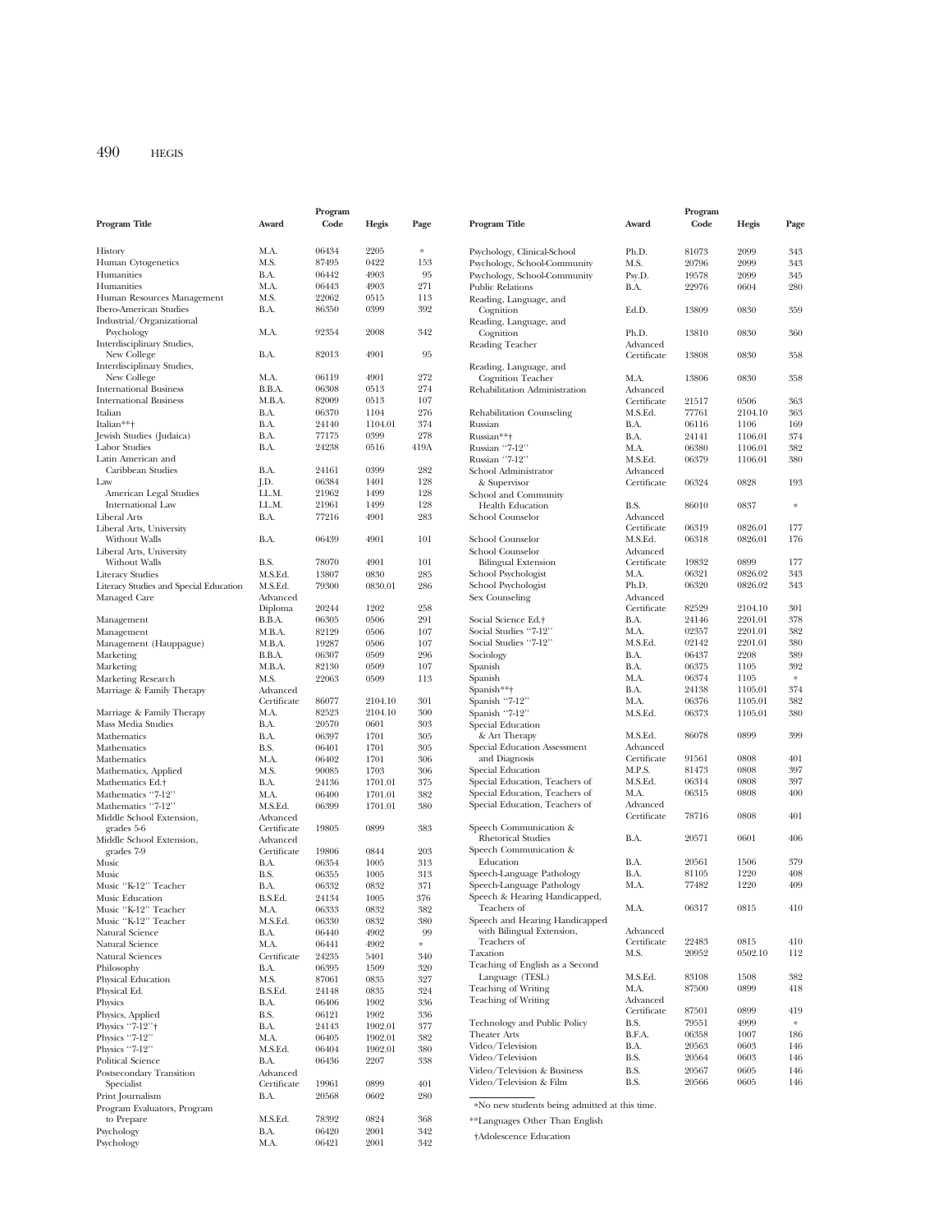| Program Title | Award | Program Code | Hegis | Page |
|---|---|---|---|---|
| History | M.A. | 06434 | 2205 | * |
| Human Cytogenetics | M.S. | 87495 | 0422 | 153 |
| Humanities | B.A. | 06442 | 4903 | 95 |
| Humanities | M.A. | 06443 | 4903 | 271 |
| Human Resources Management | M.S. | 22062 | 0515 | 113 |
| Ibero-American Studies | B.A. | 86350 | 0399 | 392 |
| Industrial/Organizational Psychology | M.A. | 92354 | 2008 | 342 |
| Interdisciplinary Studies, New College | B.A. | 82013 | 4901 | 95 |
| Interdisciplinary Studies, New College | M.A. | 06119 | 4901 | 272 |
| International Business | B.B.A. | 06308 | 0513 | 274 |
| International Business | M.B.A. | 82009 | 0513 | 107 |
| Italian | B.A. | 06370 | 1104 | 276 |
| Italian**† | B.A. | 24140 | 1104.01 | 374 |
| Jewish Studies (Judaica) | B.A. | 77175 | 0399 | 278 |
| Labor Studies | B.A. | 24238 | 0516 | 419A |
| Latin American and Caribbean Studies | B.A. | 24161 | 0399 | 282 |
| Law | J.D. | 06384 | 1401 | 128 |
| American Legal Studies | LL.M. | 21962 | 1499 | 128 |
| International Law | LL.M. | 21961 | 1499 | 128 |
| Liberal Arts | B.A. | 77216 | 4901 | 283 |
| Liberal Arts, University Without Walls | B.A. | 06439 | 4901 | 101 |
| Liberal Arts, University Without Walls | B.S. | 78070 | 4901 | 101 |
| Literacy Studies | M.S.Ed. | 13807 | 0830 | 285 |
| Literacy Studies and Special Education | M.S.Ed. | 79300 | 0830.01 | 286 |
| Managed Care | Advanced Diploma | 20244 | 1202 | 258 |
| Management | B.B.A. | 06305 | 0506 | 291 |
| Management | M.B.A. | 82129 | 0506 | 107 |
| Management (Hauppague) | M.B.A. | 19287 | 0506 | 107 |
| Marketing | B.B.A. | 06307 | 0509 | 296 |
| Marketing | M.B.A. | 82130 | 0509 | 107 |
| Marketing Research | M.S. | 22063 | 0509 | 113 |
| Marriage & Family Therapy | Advanced Certificate | 86077 | 2104.10 | 301 |
| Marriage & Family Therapy | M.A. | 82523 | 2104.10 | 300 |
| Mass Media Studies | B.A. | 20570 | 0601 | 303 |
| Mathematics | B.A. | 06397 | 1701 | 305 |
| Mathematics | B.S. | 06401 | 1701 | 305 |
| Mathematics | M.A. | 06402 | 1701 | 306 |
| Mathematics, Applied | M.S. | 90085 | 1703 | 306 |
| Mathematics Ed.† | B.A. | 24136 | 1701.01 | 375 |
| Mathematics "7-12" | M.A. | 06400 | 1701.01 | 382 |
| Mathematics "7-12" | M.S.Ed. | 06399 | 1701.01 | 380 |
| Middle School Extension, grades 5-6 | Advanced Certificate | 19805 | 0899 | 383 |
| Middle School Extension, grades 7-9 | Advanced Certificate | 19806 | 0844 | 203 |
| Music | B.A. | 06354 | 1005 | 313 |
| Music | B.S. | 06355 | 1005 | 313 |
| Music "K-12" Teacher | B.A. | 06332 | 0832 | 371 |
| Music Education | B.S.Ed. | 24134 | 1005 | 376 |
| Music "K-12" Teacher | M.A. | 06333 | 0832 | 382 |
| Music "K-12" Teacher | M.S.Ed. | 06330 | 0832 | 380 |
| Natural Science | B.A. | 06440 | 4902 | 99 |
| Natural Science | M.A. | 06441 | 4902 | * |
| Natural Sciences | Certificate | 24235 | 5401 | 340 |
| Philosophy | B.A. | 06395 | 1509 | 320 |
| Physical Education | M.S. | 87061 | 0835 | 327 |
| Physical Ed. | B.S.Ed. | 24148 | 0835 | 324 |
| Physics | B.A. | 06406 | 1902 | 336 |
| Physics, Applied | B.S. | 06121 | 1902 | 336 |
| Physics "7-12"† | B.A. | 24143 | 1902.01 | 377 |
| Physics "7-12" | M.A. | 06405 | 1902.01 | 382 |
| Physics "7-12" | M.S.Ed. | 06404 | 1902.01 | 380 |
| Political Science | B.A. | 06436 | 2207 | 338 |
| Postsecondary Transition Specialist | Advanced Certificate | 19961 | 0899 | 401 |
| Print Journalism | B.A. | 20568 | 0602 | 280 |
| Program Evaluators, Program to Prepare | M.S.Ed. | 78392 | 0824 | 368 |
| Psychology | B.A. | 06420 | 2001 | 342 |
| Psychology | M.A. | 06421 | 2001 | 342 |
| Psychology, Clinical-School | Ph.D. | 81073 | 2099 | 343 |
| Psychology, School-Community | M.S. | 20796 | 2099 | 343 |
| Psychology, School-Community | Psy.D. | 19578 | 2099 | 345 |
| Public Relations | B.A. | 22976 | 0604 | 280 |
| Reading, Language, and Cognition | Ed.D. | 13809 | 0830 | 359 |
| Reading, Language, and Cognition | Ph.D. | 13810 | 0830 | 360 |
| Reading Teacher | Advanced Certificate | 13808 | 0830 | 358 |
| Reading, Language, and Cognition Teacher | M.A. | 13806 | 0830 | 358 |
| Rehabilitation Administration | Advanced Certificate | 21517 | 0506 | 363 |
| Rehabilitation Counseling | M.S.Ed. | 77761 | 2104.10 | 363 |
| Russian | B.A. | 06116 | 1106 | 169 |
| Russian**† | B.A. | 24141 | 1106.01 | 374 |
| Russian "7-12" | M.A. | 06380 | 1106.01 | 382 |
| Russian "7-12" | M.S.Ed. | 06379 | 1106.01 | 380 |
| School Administrator & Supervisor | Advanced Certificate | 06324 | 0828 | 193 |
| School and Community Health Education | B.S. | 86010 | 0837 | * |
| School Counselor | Advanced Certificate | 06319 | 0826.01 | 177 |
| School Counselor | M.S.Ed. | 06318 | 0826.01 | 176 |
| School Counselor Bilingual Extension | Advanced Certificate | 19832 | 0899 | 177 |
| School Psychologist | M.A. | 06321 | 0826.02 | 343 |
| School Psychologist | Ph.D. | 06320 | 0826.02 | 343 |
| Sex Counseling | Advanced Certificate | 82529 | 2104.10 | 301 |
| Social Science Ed.† | B.A. | 24146 | 2201.01 | 378 |
| Social Studies "7-12" | M.A. | 02357 | 2201.01 | 382 |
| Social Studies "7-12" | M.S.Ed. | 02142 | 2201.01 | 380 |
| Sociology | B.A. | 06437 | 2208 | 389 |
| Spanish | B.A. | 06375 | 1105 | 392 |
| Spanish | M.A. | 06374 | 1105 | * |
| Spanish**† | B.A. | 24138 | 1105.01 | 374 |
| Spanish "7-12" | M.A. | 06376 | 1105.01 | 382 |
| Spanish "7-12" | M.S.Ed. | 06373 | 1105.01 | 380 |
| Special Education & Art Therapy | M.S.Ed. | 86078 | 0899 | 399 |
| Special Education Assessment and Diagnosis | Advanced Certificate | 91561 | 0808 | 401 |
| Special Education | M.P.S. | 81473 | 0808 | 397 |
| Special Education, Teachers of | M.S.Ed. | 06314 | 0808 | 397 |
| Special Education, Teachers of | M.A. | 06315 | 0808 | 400 |
| Special Education, Teachers of | Advanced Certificate | 78716 | 0808 | 401 |
| Speech Communication & Rhetorical Studies | B.A. | 20571 | 0601 | 406 |
| Speech Communication & Education | B.A. | 20561 | 1506 | 379 |
| Speech-Language Pathology | B.A. | 81105 | 1220 | 408 |
| Speech-Language Pathology | M.A. | 77482 | 1220 | 409 |
| Speech & Hearing Handicapped, Teachers of | M.A. | 06317 | 0815 | 410 |
| Speech and Hearing Handicapped with Bilingual Extension, Teachers of | Advanced Certificate | 22483 | 0815 | 410 |
| Taxation | M.S. | 20952 | 0502.10 | 112 |
| Teaching of English as a Second Language (TESL) | M.S.Ed. | 83108 | 1508 | 382 |
| Teaching of Writing | M.A. | 87500 | 0899 | 418 |
| Teaching of Writing | Advanced Certificate | 87501 | 0899 | 419 |
| Technology and Public Policy | B.S. | 79551 | 4999 | * |
| Theater Arts | B.F.A. | 06358 | 1007 | 186 |
| Video/Television | B.A. | 20563 | 0603 | 146 |
| Video/Television | B.S. | 20564 | 0603 | 146 |
| Video/Television & Business | B.S. | 20567 | 0605 | 146 |
| Video/Television & Film | B.S. | 20566 | 0605 | 146 |

*No new students being admitted at this time.

**Languages Other Than English

†Adolescence Education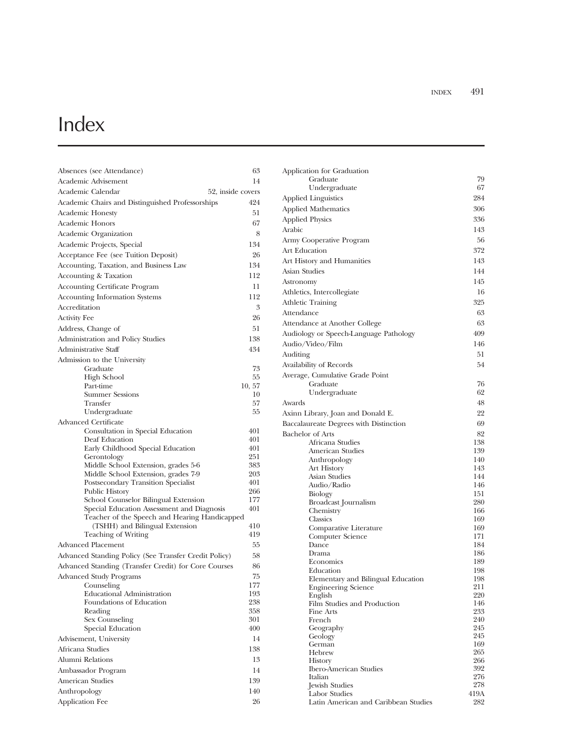# Index

Absences (see Attendance) 63
Academic Advisement 14
Academic Calendar 52, inside covers
Academic Chairs and Distinguished Professorships 424
Academic Honesty 51
Academic Honors 67
Academic Organization 8
Academic Projects, Special 134
Acceptance Fee (see Tuition Deposit) 26
Accounting, Taxation, and Business Law 134
Accounting & Taxation 112
Accounting Certificate Program 11
Accounting Information Systems 112
Accreditation 3
Activity Fee 26
Address, Change of 51
Administration and Policy Studies 138
Administrative Staff 434
Admission to the University
- Graduate 73
- High School 55
- Part-time 10, 57
- Summer Sessions 10
- Transfer 57
- Undergraduate 55

Advanced Certificate
- Consultation in Special Education 401
- Deaf Education 401
- Early Childhood Special Education 401
- Gerontology 251
- Middle School Extension, grades 5-6 383
- Middle School Extension, grades 7-9 203
- Postsecondary Transition Specialist 401
- Public History 266
- School Counselor Bilingual Extension 177
- Special Education Assessment and Diagnosis 401
- Teacher of the Speech and Hearing Handicapped (TSHH) and Bilingual Extension 410
- Teaching of Writing 419

Advanced Placement 55
Advanced Standing Policy (See Transfer Credit Policy) 58
Advanced Standing (Transfer Credit) for Core Courses 86
Advanced Study Programs 75
- Counseling 177
- Educational Administration 193
- Foundations of Education 238
- Reading 358
- Sex Counseling 301
- Special Education 400

Advisement, University 14
Africana Studies 138
Alumni Relations 13
Ambassador Program 14
American Studies 139
Anthropology 140
Application Fee 26
Application for Graduation
- Graduate 79
- Undergraduate 67

Applied Linguistics 284
Applied Mathematics 306
Applied Physics 336
Arabic 143
Army Cooperative Program 56
Art Education 372
Art History and Humanities 143
Asian Studies 144
Astronomy 145
Athletics, Intercollegiate 16
Athletic Training 325
Attendance 63
Attendance at Another College 63
Audiology or Speech-Language Pathology 409
Audio/Video/Film 146
Auditing 51
Availability of Records 54
Average, Cumulative Grade Point
- Graduate 76
- Undergraduate 62

Awards 48
Axinn Library, Joan and Donald E. 22
Baccalaureate Degrees with Distinction 69
Bachelor of Arts 82
- Africana Studies 138
- American Studies 139
- Anthropology 140
- Art History 143
- Asian Studies 144
- Audio/Radio 146
- Biology 151
- Broadcast Journalism 280
- Chemistry 166
- Classics 169
- Comparative Literature 169
- Computer Science 171
- Dance 184
- Drama 186
- Economics 189
- Education 198
- Elementary and Bilingual Education 198
- Engineering Science 211
- English 220
- Film Studies and Production 146
- Fine Arts 233
- French 240
- Geography 245
- Geology 245
- German 169
- Hebrew 265
- History 266
- Ibero-American Studies 392
- Italian 276
- Jewish Studies 278
- Labor Studies 419A
- Latin American and Caribbean Studies 282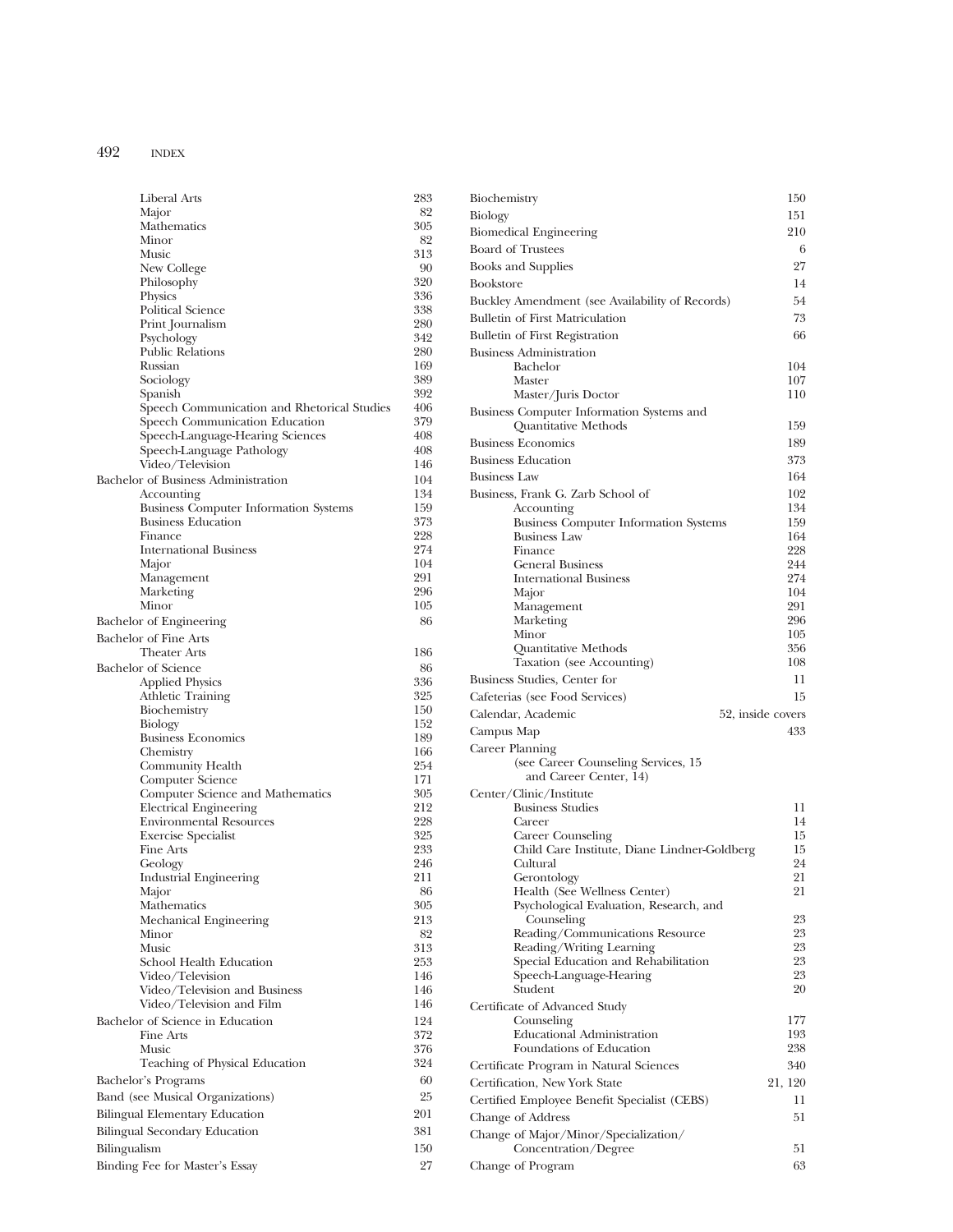Liberal Arts 283
Major 82
Mathematics 305
Minor 82
Music 313
New College 90
Philosophy 320
Physics 336
Political Science 338
Print Journalism 280
Psychology 342
Public Relations 280
Russian 169
Sociology 389
Spanish 392
Speech Communication and Rhetorical Studies 406
Speech Communication Education 379
Speech-Language-Hearing Sciences 408
Speech-Language Pathology 408
Video/Television 146

Bachelor of Business Administration 104
- Accounting 134
- Business Computer Information Systems 159
- Business Education 373
- Finance 228
- International Business 274
- Major 104
- Management 291
- Marketing 296
- Minor 105

Bachelor of Engineering 86

Bachelor of Fine Arts
- Theater Arts 186

Bachelor of Science 86
- Applied Physics 336
- Athletic Training 325
- Biochemistry 150
- Biology 152
- Business Economics 189
- Chemistry 166
- Community Health 254
- Computer Science 171
- Computer Science and Mathematics 305
- Electrical Engineering 212
- Environmental Resources 228
- Exercise Specialist 325
- Fine Arts 233
- Geology 246
- Industrial Engineering 211
- Major 86
- Mathematics 305
- Mechanical Engineering 213
- Minor 82
- Music 313
- School Health Education 253
- Video/Television 146
- Video/Television and Business 146
- Video/Television and Film 146

Bachelor of Science in Education 124
- Fine Arts 372
- Music 376
- Teaching of Physical Education 324

Bachelor's Programs 60

Band (see Musical Organizations) 25

Bilingual Elementary Education 201

Bilingual Secondary Education 381

Bilingualism 150

Binding Fee for Master's Essay 27

Biochemistry 150

Biology 151

Biomedical Engineering 210

Board of Trustees 6

Books and Supplies 27

Bookstore 14

Buckley Amendment (see Availability of Records) 54

Bulletin of First Matriculation 73

Bulletin of First Registration 66

Business Administration
- Bachelor 104
- Master 107
- Master/Juris Doctor 110

Business Computer Information Systems and Quantitative Methods 159

Business Economics 189

Business Education 373

Business Law 164

Business, Frank G. Zarb School of 102
- Accounting 134
- Business Computer Information Systems 159
- Business Law 164
- Finance 228
- General Business 244
- International Business 274
- Major 104
- Management 291
- Marketing 296
- Minor 105
- Quantitative Methods 356
- Taxation (see Accounting) 108

Business Studies, Center for 11

Cafeterias (see Food Services) 15

Calendar, Academic 52, inside covers

Campus Map 433

Career Planning
- (see Career Counseling Services, 15 and Career Center, 14)

Center/Clinic/Institute
- Business Studies 11
- Career 14
- Career Counseling 15
- Child Care Institute, Diane Lindner-Goldberg 15
- Cultural 24
- Gerontology 21
- Health (See Wellness Center) 21
- Psychological Evaluation, Research, and Counseling 23
- Reading/Communications Resource 23
- Reading/Writing Learning 23
- Special Education and Rehabilitation 23
- Speech-Language-Hearing 23
- Student 20

Certificate of Advanced Study
- Counseling 177
- Educational Administration 193
- Foundations of Education 238

Certificate Program in Natural Sciences 340

Certification, New York State 21, 120

Certified Employee Benefit Specialist (CEBS) 11

Change of Address 51

Change of Major/Minor/Specialization/Concentration/Degree 51

Change of Program 63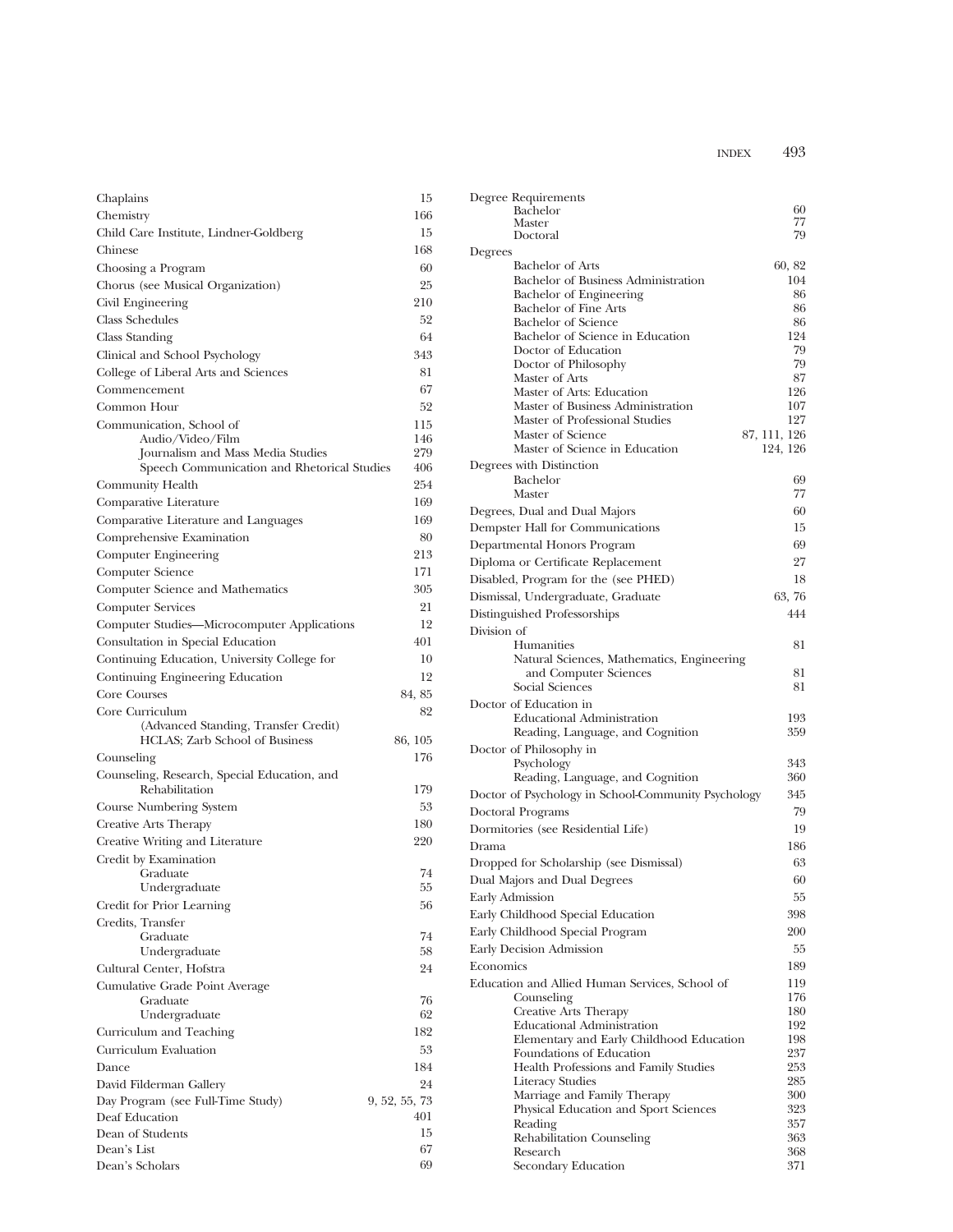Chaplains 15
Chemistry 166
Child Care Institute, Lindner-Goldberg 15
Chinese 168
Choosing a Program 60
Chorus (see Musical Organization) 25
Civil Engineering 210
Class Schedules 52
Class Standing 64
Clinical and School Psychology 343
College of Liberal Arts and Sciences 81
Commencement 67
Common Hour 52
Communication, School of 115
- Audio/Video/Film 146
- Journalism and Mass Media Studies 279
- Speech Communication and Rhetorical Studies 406

Community Health 254
Comparative Literature 169
Comparative Literature and Languages 169
Comprehensive Examination 80
Computer Engineering 213
Computer Science 171
Computer Science and Mathematics 305
Computer Services 21
Computer Studies—Microcomputer Applications 12
Consultation in Special Education 401
Continuing Education, University College for 10
Continuing Engineering Education 12
Core Courses 84, 85
Core Curriculum 82
- (Advanced Standing, Transfer Credit)
- HCLAS; Zarb School of Business 86, 105

Counseling 176
Counseling, Research, Special Education, and Rehabilitation 179
Course Numbering System 53
Creative Arts Therapy 180
Creative Writing and Literature 220
Credit by Examination
- Graduate 74
- Undergraduate 55

Credit for Prior Learning 56
Credits, Transfer
- Graduate 74
- Undergraduate 58

Cultural Center, Hofstra 24
Cumulative Grade Point Average
- Graduate 76
- Undergraduate 62

Curriculum and Teaching 182
Curriculum Evaluation 53
Dance 184
David Filderman Gallery 24
Day Program (see Full-Time Study) 9, 52, 55, 73
Deaf Education 401
Dean of Students 15
Dean's List 67
Dean's Scholars 69
Degree Requirements
- Bachelor 60
- Master 77
- Doctoral 79

Degrees
- Bachelor of Arts 60, 82
- Bachelor of Business Administration 104
- Bachelor of Engineering 86
- Bachelor of Fine Arts 86
- Bachelor of Science 86
- Bachelor of Science in Education 124
- Doctor of Education 79
- Doctor of Philosophy 79
- Master of Arts 87
- Master of Arts: Education 126
- Master of Business Administration 107
- Master of Professional Studies 127
- Master of Science 87, 111, 126
- Master of Science in Education 124, 126

Degrees with Distinction
- Bachelor 69
- Master 77

Degrees, Dual and Dual Majors 60
Dempster Hall for Communications 15
Departmental Honors Program 69
Diploma or Certificate Replacement 27
Disabled, Program for the (see PHED) 18
Dismissal, Undergraduate, Graduate 63, 76
Distinguished Professorships 444
Division of
- Humanities 81
- Natural Sciences, Mathematics, Engineering and Computer Sciences 81
- Social Sciences 81

Doctor of Education in
- Educational Administration 193
- Reading, Language, and Cognition 359

Doctor of Philosophy in
- Psychology 343
- Reading, Language, and Cognition 360

Doctor of Psychology in School-Community Psychology 345
Doctoral Programs 79
Dormitories (see Residential Life) 19
Drama 186
Dropped for Scholarship (see Dismissal) 63
Dual Majors and Dual Degrees 60
Early Admission 55
Early Childhood Special Education 398
Early Childhood Special Program 200
Early Decision Admission 55
Economics 189
Education and Allied Human Services, School of 119
- Counseling 176
- Creative Arts Therapy 180
- Educational Administration 192
- Elementary and Early Childhood Education 198
- Foundations of Education 237
- Health Professions and Family Studies 253
- Literacy Studies 285
- Marriage and Family Therapy 300
- Physical Education and Sport Sciences 323
- Reading 357
- Rehabilitation Counseling 363
- Research 368
- Secondary Education 371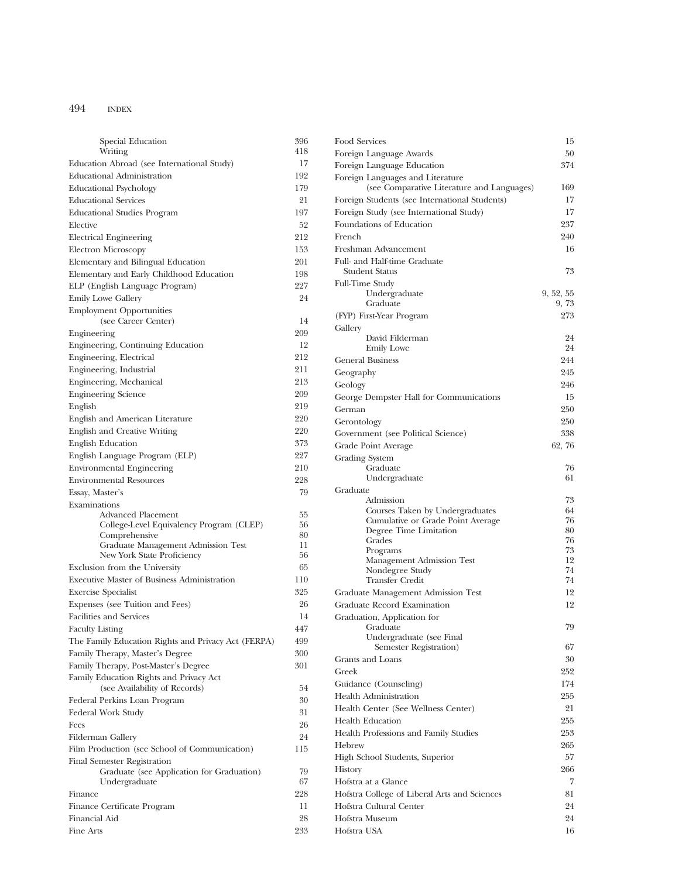Special Education 396
Writing 418

Education Abroad (see International Study) 17

Educational Administration 192

Educational Psychology 179

Educational Services 21

Educational Studies Program 197

Elective 52

Electrical Engineering 212

Electron Microscopy 153

Elementary and Bilingual Education 201

Elementary and Early Childhood Education 198

ELP (English Language Program) 227

Emily Lowe Gallery 24

Employment Opportunities
(see Career Center) 14

Engineering 209

Engineering, Continuing Education 12

Engineering, Electrical 212

Engineering, Industrial 211

Engineering, Mechanical 213

Engineering Science 209

English 219

English and American Literature 220

English and Creative Writing 220

English Education 373

English Language Program (ELP) 227

Environmental Engineering 210

Environmental Resources 228

Essay, Master's 79

Examinations
Advanced Placement 55
College-Level Equivalency Program (CLEP) 56
Comprehensive 80
Graduate Management Admission Test 11
New York State Proficiency 56

Exclusion from the University 65

Executive Master of Business Administration 110

Exercise Specialist 325

Expenses (see Tuition and Fees) 26

Facilities and Services 14

Faculty Listing 447

The Family Education Rights and Privacy Act (FERPA) 499

Family Therapy, Master's Degree 300

Family Therapy, Post-Master's Degree 301

Family Education Rights and Privacy Act
(see Availability of Records) 54

Federal Perkins Loan Program 30

Federal Work Study 31

Fees 26

Filderman Gallery 24

Film Production (see School of Communication) 115

Final Semester Registration
Graduate (see Application for Graduation) 79
Undergraduate 67

Finance 228

Finance Certificate Program 11

Financial Aid 28

Fine Arts 233

Food Services 15

Foreign Language Awards 50

Foreign Language Education 374

Foreign Languages and Literature
(see Comparative Literature and Languages) 169

Foreign Students (see International Students) 17

Foreign Study (see International Study) 17

Foundations of Education 237

French 240

Freshman Advancement 16

Full- and Half-time Graduate
Student Status 73

Full-Time Study
Undergraduate 9, 52, 55
Graduate 9, 73

(FYP) First-Year Program 273

Gallery
David Filderman 24
Emily Lowe 24

General Business 244

Geography 245

Geology 246

George Dempster Hall for Communications 15

German 250

Gerontology 250

Government (see Political Science) 338

Grade Point Average 62, 76

Grading System
Graduate 76
Undergraduate 61

Graduate
Admission 73
Courses Taken by Undergraduates 64
Cumulative or Grade Point Average 76
Degree Time Limitation 80
Grades 76
Programs 73
Management Admission Test 12
Nondegree Study 74
Transfer Credit 74

Graduate Management Admission Test 12

Graduate Record Examination 12

Graduation, Application for
Graduate 79
Undergraduate (see Final
Semester Registration) 67

Grants and Loans 30

Greek 252

Guidance (Counseling) 174

Health Administration 255

Health Center (See Wellness Center) 21

Health Education 255

Health Professions and Family Studies 253

Hebrew 265

High School Students, Superior 57

History 266

Hofstra at a Glance 7

Hofstra College of Liberal Arts and Sciences 81

Hofstra Cultural Center 24

Hofstra Museum 24

Hofstra USA 16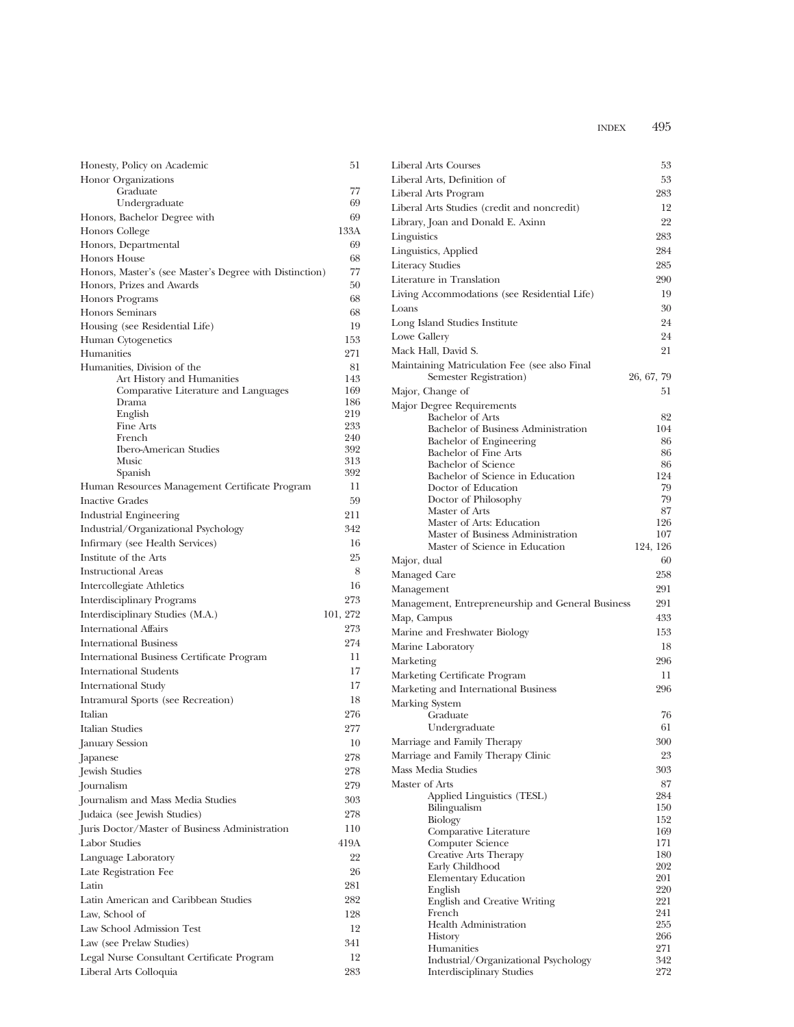Honesty, Policy on Academic 51
Honor Organizations
- Graduate 77
- Undergraduate 69

Honors, Bachelor Degree with 69
Honors College 133A
Honors, Departmental 69
Honors House 68
Honors, Master's (see Master's Degree with Distinction) 77
Honors, Prizes and Awards 50
Honors Programs 68
Honors Seminars 68
Housing (see Residential Life) 19
Human Cytogenetics 153
Humanities 271
Humanities, Division of the 81
- Art History and Humanities 143
- Comparative Literature and Languages 169
- Drama 186
- English 219
- Fine Arts 233
- French 240
- Ibero-American Studies 392
- Music 313
- Spanish 392

Human Resources Management Certificate Program 11
Inactive Grades 59
Industrial Engineering 211
Industrial/Organizational Psychology 342
Infirmary (see Health Services) 16
Institute of the Arts 25
Instructional Areas 8
Intercollegiate Athletics 16
Interdisciplinary Programs 273
Interdisciplinary Studies (M.A.) 101, 272
International Affairs 273
International Business 274
International Business Certificate Program 11
International Students 17
International Study 17
Intramural Sports (see Recreation) 18
Italian 276
Italian Studies 277
January Session 10
Japanese 278
Jewish Studies 278
Journalism 279
Journalism and Mass Media Studies 303
Judaica (see Jewish Studies) 278
Juris Doctor/Master of Business Administration 110
Labor Studies 419A
Language Laboratory 22
Late Registration Fee 26
Latin 281
Latin American and Caribbean Studies 282
Law, School of 128
Law School Admission Test 12
Law (see Prelaw Studies) 341
Legal Nurse Consultant Certificate Program 12
Liberal Arts Colloquia 283
Liberal Arts Courses 53
Liberal Arts, Definition of 53
Liberal Arts Program 283
Liberal Arts Studies (credit and noncredit) 12
Library, Joan and Donald E. Axinn 22
Linguistics 283
Linguistics, Applied 284
Literacy Studies 285
Literature in Translation 290
Living Accommodations (see Residential Life) 19
Loans 30
Long Island Studies Institute 24
Lowe Gallery 24
Mack Hall, David S. 21
Maintaining Matriculation Fee (see also Final Semester Registration) 26, 67, 79
Major, Change of 51
Major Degree Requirements
- Bachelor of Arts 82
- Bachelor of Business Administration 104
- Bachelor of Engineering 86
- Bachelor of Fine Arts 86
- Bachelor of Science 86
- Bachelor of Science in Education 124
- Doctor of Education 79
- Doctor of Philosophy 79
- Master of Arts 87
- Master of Arts: Education 126
- Master of Business Administration 107
- Master of Science in Education 124, 126

Major, dual 60
Managed Care 258
Management 291
Management, Entrepreneurship and General Business 291
Map, Campus 433
Marine and Freshwater Biology 153
Marine Laboratory 18
Marketing 296
Marketing Certificate Program 11
Marketing and International Business 296
Marking System
- Graduate 76
- Undergraduate 61

Marriage and Family Therapy 300
Marriage and Family Therapy Clinic 23
Mass Media Studies 303
Master of Arts 87
- Applied Linguistics (TESL) 284
- Bilingualism 150
- Biology 152
- Comparative Literature 169
- Computer Science 171
- Creative Arts Therapy 180
- Early Childhood 202
- Elementary Education 201
- English 220
- English and Creative Writing 221
- French 241
- Health Administration 255
- History 266
- Humanities 271
- Industrial/Organizational Psychology 342
- Interdisciplinary Studies 272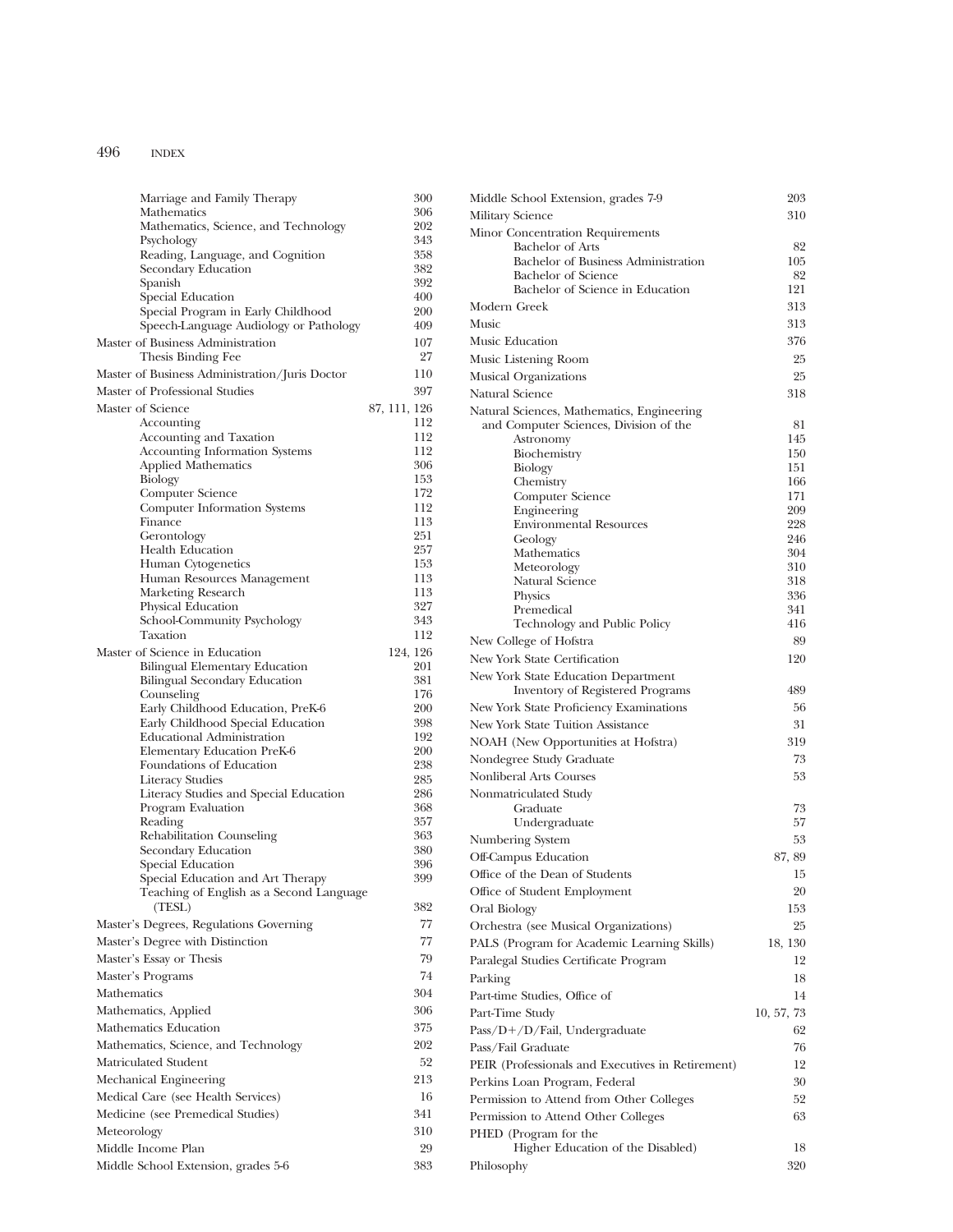Marriage and Family Therapy 300
Mathematics 306
Mathematics, Science, and Technology 202
Psychology 343
Reading, Language, and Cognition 358
Secondary Education 382
Spanish 392
Special Education 400
Special Program in Early Childhood 200
Speech-Language Audiology or Pathology 409

Master of Business Administration 107
Thesis Binding Fee 27

Master of Business Administration/Juris Doctor 110

Master of Professional Studies 397

Master of Science 87, 111, 126
Accounting 112
Accounting and Taxation 112
Accounting Information Systems 112
Applied Mathematics 306
Biology 153
Computer Science 172
Computer Information Systems 112
Finance 113
Gerontology 251
Health Education 257
Human Cytogenetics 153
Human Resources Management 113
Marketing Research 113
Physical Education 327
School-Community Psychology 343
Taxation 112

Master of Science in Education 124, 126
Bilingual Elementary Education 201
Bilingual Secondary Education 381
Counseling 176
Early Childhood Education, PreK-6 200
Early Childhood Special Education 398
Educational Administration 192
Elementary Education PreK-6 200
Foundations of Education 238
Literacy Studies 285
Literacy Studies and Special Education 286
Program Evaluation 368
Reading 357
Rehabilitation Counseling 363
Secondary Education 380
Special Education 396
Special Education and Art Therapy 399
Teaching of English as a Second Language (TESL) 382

Master's Degrees, Regulations Governing 77

Master's Degree with Distinction 77

Master's Essay or Thesis 79

Master's Programs 74

Mathematics 304

Mathematics, Applied 306

Mathematics Education 375

Mathematics, Science, and Technology 202

Matriculated Student 52

Mechanical Engineering 213

Medical Care (see Health Services) 16

Medicine (see Premedical Studies) 341

Meteorology 310

Middle Income Plan 29

Middle School Extension, grades 5-6 383

Middle School Extension, grades 7-9 203

Military Science 310

Minor Concentration Requirements
Bachelor of Arts 82
Bachelor of Business Administration 105
Bachelor of Science 82
Bachelor of Science in Education 121

Modern Greek 313

Music 313

Music Education 376

Music Listening Room 25

Musical Organizations 25

Natural Science 318

Natural Sciences, Mathematics, Engineering and Computer Sciences, Division of the 81
Astronomy 145
Biochemistry 150
Biology 151
Chemistry 166
Computer Science 171
Engineering 209
Environmental Resources 228
Geology 246
Mathematics 304
Meteorology 310
Natural Science 318
Physics 336
Premedical 341
Technology and Public Policy 416

New College of Hofstra 89

New York State Certification 120

New York State Education Department
Inventory of Registered Programs 489

New York State Proficiency Examinations 56

New York State Tuition Assistance 31

NOAH (New Opportunities at Hofstra) 319

Nondegree Study Graduate 73

Nonliberal Arts Courses 53

Nonmatriculated Study
Graduate 73
Undergraduate 57

Numbering System 53

Off-Campus Education 87, 89

Office of the Dean of Students 15

Office of Student Employment 20

Oral Biology 153

Orchestra (see Musical Organizations) 25

PALS (Program for Academic Learning Skills) 18, 130

Paralegal Studies Certificate Program 12

Parking 18

Part-time Studies, Office of 14

Part-Time Study 10, 57, 73

Pass/D+/D/Fail, Undergraduate 62

Pass/Fail Graduate 76

PEIR (Professionals and Executives in Retirement) 12

Perkins Loan Program, Federal 30

Permission to Attend from Other Colleges 52

Permission to Attend Other Colleges 63

PHED (Program for the Higher Education of the Disabled) 18

Philosophy 320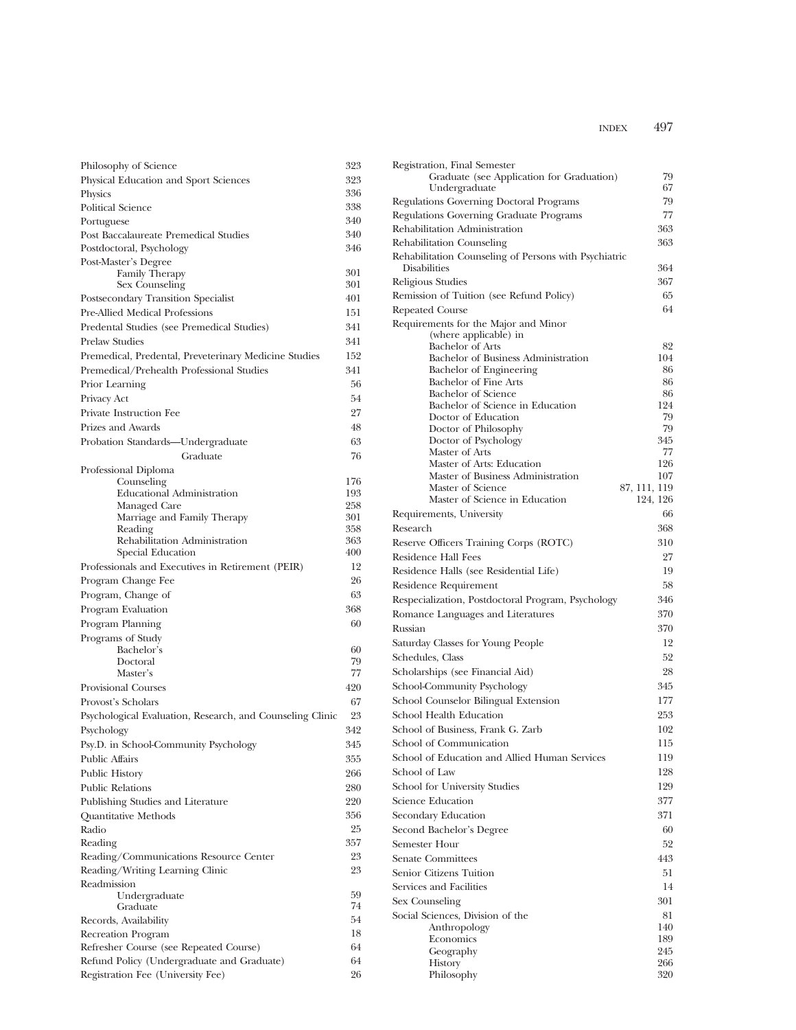Philosophy of Science 323
Physical Education and Sport Sciences 323
Physics 336
Political Science 338
Portuguese 340
Post Baccalaureate Premedical Studies 340
Postdoctoral, Psychology 346
Post-Master's Degree
- Family Therapy 301
- Sex Counseling 301

Postsecondary Transition Specialist 401
Pre-Allied Medical Professions 151
Predental Studies (see Premedical Studies) 341
Prelaw Studies 341
Premedical, Predental, Preveterinary Medicine Studies 152
Premedical/Prehealth Professional Studies 341
Prior Learning 56
Privacy Act 54
Private Instruction Fee 27
Prizes and Awards 48
Probation Standards—Undergraduate 63
- Graduate 76

Professional Diploma
- Counseling 176
- Educational Administration 193
- Managed Care 258
- Marriage and Family Therapy 301
- Reading 358
- Rehabilitation Administration 363
- Special Education 400

Professionals and Executives in Retirement (PEIR) 12
Program Change Fee 26
Program, Change of 63
Program Evaluation 368
Program Planning 60
Programs of Study
- Bachelor's 60
- Doctoral 79
- Master's 77

Provisional Courses 420
Provost's Scholars 67
Psychological Evaluation, Research, and Counseling Clinic 23
Psychology 342
Psy.D. in School-Community Psychology 345
Public Affairs 355
Public History 266
Public Relations 280
Publishing Studies and Literature 220
Quantitative Methods 356
Radio 25
Reading 357
Reading/Communications Resource Center 23
Reading/Writing Learning Clinic 23
Readmission
- Undergraduate 59
- Graduate 74

Records, Availability 54
Recreation Program 18
Refresher Course (see Repeated Course) 64
Refund Policy (Undergraduate and Graduate) 64
Registration Fee (University Fee) 26
Registration, Final Semester
- Graduate (see Application for Graduation) 79
- Undergraduate 67

Regulations Governing Doctoral Programs 79
Regulations Governing Graduate Programs 77
Rehabilitation Administration 363
Rehabilitation Counseling 363
Rehabilitation Counseling of Persons with Psychiatric Disabilities 364
Religious Studies 367
Remission of Tuition (see Refund Policy) 65
Repeated Course 64
Requirements for the Major and Minor (where applicable) in
- Bachelor of Arts 82
- Bachelor of Business Administration 104
- Bachelor of Engineering 86
- Bachelor of Fine Arts 86
- Bachelor of Science 86
- Bachelor of Science in Education 124
- Doctor of Education 79
- Doctor of Philosophy 79
- Doctor of Psychology 345
- Master of Arts 77
- Master of Arts: Education 126
- Master of Business Administration 107
- Master of Science 87, 111, 119
- Master of Science in Education 124, 126

Requirements, University 66
Research 368
Reserve Officers Training Corps (ROTC) 310
Residence Hall Fees 27
Residence Halls (see Residential Life) 19
Residence Requirement 58
Respecialization, Postdoctoral Program, Psychology 346
Romance Languages and Literatures 370
Russian 370
Saturday Classes for Young People 12
Schedules, Class 52
Scholarships (see Financial Aid) 28
School-Community Psychology 345
School Counselor Bilingual Extension 177
School Health Education 253
School of Business, Frank G. Zarb 102
School of Communication 115
School of Education and Allied Human Services 119
School of Law 128
School for University Studies 129
Science Education 377
Secondary Education 371
Second Bachelor's Degree 60
Semester Hour 52
Senate Committees 443
Senior Citizens Tuition 51
Services and Facilities 14
Sex Counseling 301
Social Sciences, Division of the 81
- Anthropology 140
- Economics 189
- Geography 245
- History 266
- Philosophy 320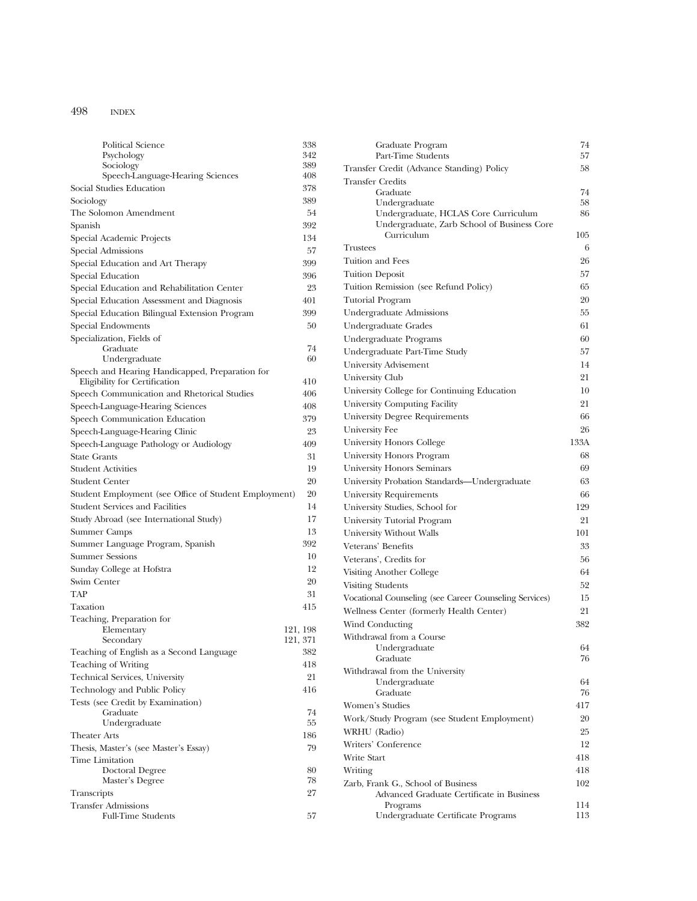Political Science 338
Psychology 342
Sociology 389
Speech-Language-Hearing Sciences 408

Social Studies Education 378

Sociology 389

The Solomon Amendment 54

Spanish 392

Special Academic Projects 134

Special Admissions 57

Special Education and Art Therapy 399

Special Education 396

Special Education and Rehabilitation Center 23

Special Education Assessment and Diagnosis 401

Special Education Bilingual Extension Program 399

Special Endowments 50

Specialization, Fields of
Graduate 74
Undergraduate 60

Speech and Hearing Handicapped, Preparation for Eligibility for Certification 410

Speech Communication and Rhetorical Studies 406

Speech-Language-Hearing Sciences 408

Speech Communication Education 379

Speech-Language-Hearing Clinic 23

Speech-Language Pathology or Audiology 409

State Grants 31

Student Activities 19

Student Center 20

Student Employment (see Office of Student Employment) 20

Student Services and Facilities 14

Study Abroad (see International Study) 17

Summer Camps 13

Summer Language Program, Spanish 392

Summer Sessions 10

Sunday College at Hofstra 12

Swim Center 20

TAP 31

Taxation 415

Teaching, Preparation for
Elementary 121, 198
Secondary 121, 371

Teaching of English as a Second Language 382

Teaching of Writing 418

Technical Services, University 21

Technology and Public Policy 416

Tests (see Credit by Examination)
Graduate 74
Undergraduate 55

Theater Arts 186

Thesis, Master's (see Master's Essay) 79

Time Limitation
Doctoral Degree 80
Master's Degree 78

Transcripts 27

Transfer Admissions
Full-Time Students 57
Graduate Program 74
Part-Time Students 57

Transfer Credit (Advance Standing) Policy 58

Transfer Credits
Graduate 74
Undergraduate 58
Undergraduate, HCLAS Core Curriculum 86
Undergraduate, Zarb School of Business Core Curriculum 105

Trustees 6

Tuition and Fees 26

Tuition Deposit 57

Tuition Remission (see Refund Policy) 65

Tutorial Program 20

Undergraduate Admissions 55

Undergraduate Grades 61

Undergraduate Programs 60

Undergraduate Part-Time Study 57

University Advisement 14

University Club 21

University College for Continuing Education 10

University Computing Facility 21

University Degree Requirements 66

University Fee 26

University Honors College 133A

University Honors Program 68

University Honors Seminars 69

University Probation Standards—Undergraduate 63

University Requirements 66

University Studies, School for 129

University Tutorial Program 21

University Without Walls 101

Veterans' Benefits 33

Veterans', Credits for 56

Visiting Another College 64

Visiting Students 52

Vocational Counseling (see Career Counseling Services) 15

Wellness Center (formerly Health Center) 21

Wind Conducting 382

Withdrawal from a Course
Undergraduate 64
Graduate 76

Withdrawal from the University
Undergraduate 64
Graduate 76

Women's Studies 417

Work/Study Program (see Student Employment) 20

WRHU (Radio) 25

Writers' Conference 12

Write Start 418

Writing 418

Zarb, Frank G., School of Business 102
Advanced Graduate Certificate in Business Programs 114
Undergraduate Certificate Programs 113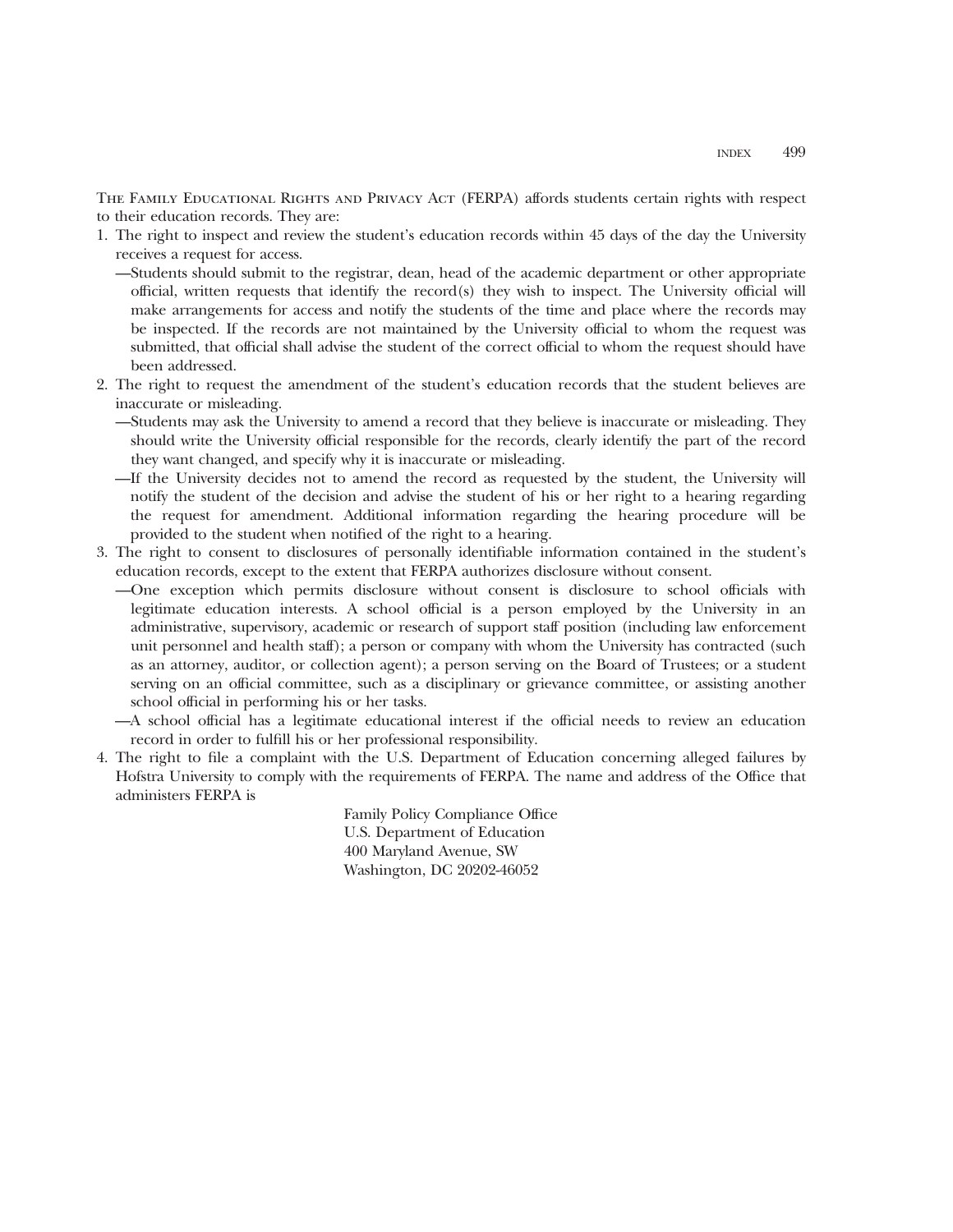The Family Educational Rights and Privacy Act (FERPA) affords students certain rights with respect to their education records. They are:

1. The right to inspect and review the student's education records within 45 days of the day the University receives a request for access.
   - —Students should submit to the registrar, dean, head of the academic department or other appropriate official, written requests that identify the record(s) they wish to inspect. The University official will make arrangements for access and notify the students of the time and place where the records may be inspected. If the records are not maintained by the University official to whom the request was submitted, that official shall advise the student of the correct official to whom the request should have been addressed.
2. The right to request the amendment of the student's education records that the student believes are inaccurate or misleading.
   - —Students may ask the University to amend a record that they believe is inaccurate or misleading. They should write the University official responsible for the records, clearly identify the part of the record they want changed, and specify why it is inaccurate or misleading.
   - —If the University decides not to amend the record as requested by the student, the University will notify the student of the decision and advise the student of his or her right to a hearing regarding the request for amendment. Additional information regarding the hearing procedure will be provided to the student when notified of the right to a hearing.
3. The right to consent to disclosures of personally identifiable information contained in the student's education records, except to the extent that FERPA authorizes disclosure without consent.
   - —One exception which permits disclosure without consent is disclosure to school officials with legitimate education interests. A school official is a person employed by the University in an administrative, supervisory, academic or research of support staff position (including law enforcement unit personnel and health staff); a person or company with whom the University has contracted (such as an attorney, auditor, or collection agent); a person serving on the Board of Trustees; or a student serving on an official committee, such as a disciplinary or grievance committee, or assisting another school official in performing his or her tasks.
   - —A school official has a legitimate educational interest if the official needs to review an education record in order to fulfill his or her professional responsibility.
4. The right to file a complaint with the U.S. Department of Education concerning alleged failures by Hofstra University to comply with the requirements of FERPA. The name and address of the Office that administers FERPA is

   Family Policy Compliance Office  
   U.S. Department of Education  
   400 Maryland Avenue, SW  
   Washington, DC 20202-46052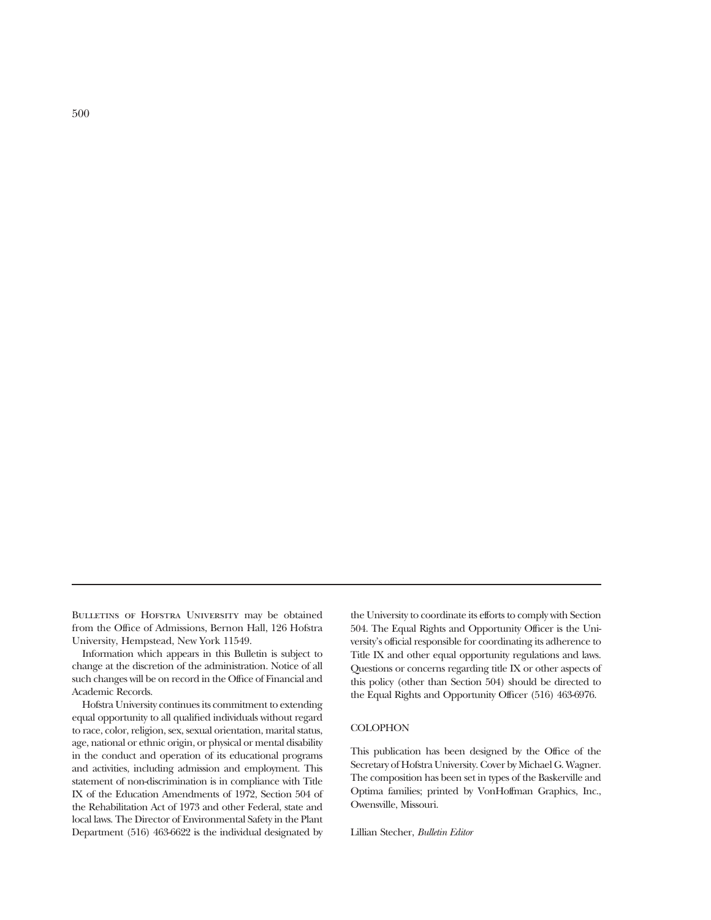Bulletins of Hofstra University may be obtained from the Office of Admissions, Bernon Hall, 126 Hofstra University, Hempstead, New York 11549.

Information which appears in this Bulletin is subject to change at the discretion of the administration. Notice of all such changes will be on record in the Office of Financial and Academic Records.

Hofstra University continues its commitment to extending equal opportunity to all qualified individuals without regard to race, color, religion, sex, sexual orientation, marital status, age, national or ethnic origin, or physical or mental disability in the conduct and operation of its educational programs and activities, including admission and employment. This statement of non-discrimination is in compliance with Title IX of the Education Amendments of 1972, Section 504 of the Rehabilitation Act of 1973 and other Federal, state and local laws. The Director of Environmental Safety in the Plant Department (516) 463-6622 is the individual designated by the University to coordinate its efforts to comply with Section 504. The Equal Rights and Opportunity Officer is the University's official responsible for coordinating its adherence to Title IX and other equal opportunity regulations and laws. Questions or concerns regarding title IX or other aspects of this policy (other than Section 504) should be directed to the Equal Rights and Opportunity Officer (516) 463-6976.

## COLOPHON

This publication has been designed by the Office of the Secretary of Hofstra University. Cover by Michael G. Wagner. The composition has been set in types of the Baskerville and Optima families; printed by VonHoffman Graphics, Inc., Owensville, Missouri.

Lillian Stecher, *Bulletin Editor*